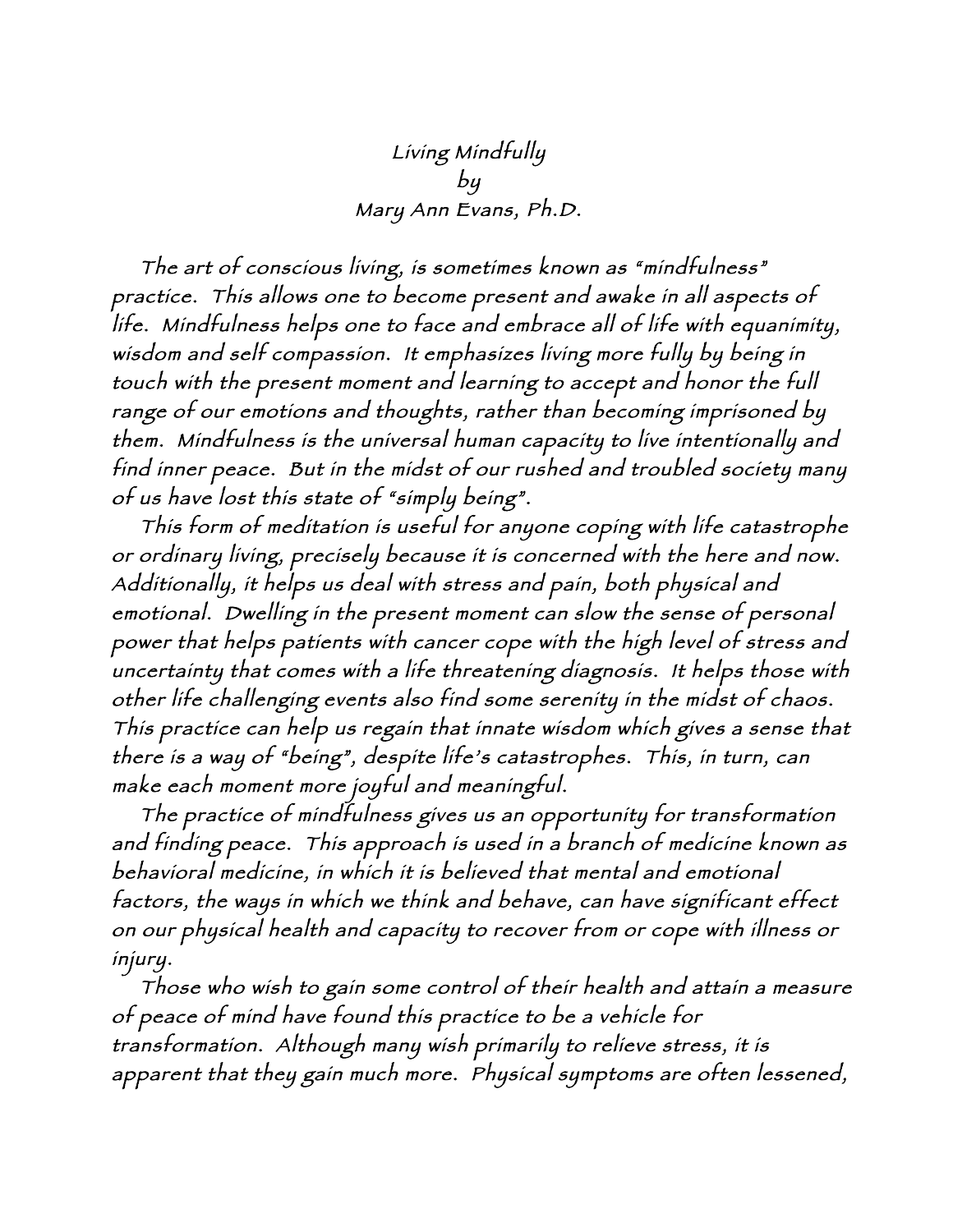# Living Mindfully
by
Mary Ann Evans, Ph.D.

The art of conscious living, is sometimes known as "mindfulness" practice. This allows one to become present and awake in all aspects of life. Mindfulness helps one to face and embrace all of life with equanimity, wisdom and self compassion. It emphasizes living more fully by being in touch with the present moment and learning to accept and honor the full range of our emotions and thoughts, rather than becoming imprisoned by them. Mindfulness is the universal human capacity to live intentionally and find inner peace. But in the midst of our rushed and troubled society many of us have lost this state of "simply being".

This form of meditation is useful for anyone coping with life catastrophe or ordinary living, precisely because it is concerned with the here and now. Additionally, it helps us deal with stress and pain, both physical and emotional. Dwelling in the present moment can slow the sense of personal power that helps patients with cancer cope with the high level of stress and uncertainty that comes with a life threatening diagnosis. It helps those with other life challenging events also find some serenity in the midst of chaos. This practice can help us regain that innate wisdom which gives a sense that there is a way of "being", despite life's catastrophes. This, in turn, can make each moment more joyful and meaningful.

The practice of mindfulness gives us an opportunity for transformation and finding peace. This approach is used in a branch of medicine known as behavioral medicine, in which it is believed that mental and emotional factors, the ways in which we think and behave, can have significant effect on our physical health and capacity to recover from or cope with illness or injury.

Those who wish to gain some control of their health and attain a measure of peace of mind have found this practice to be a vehicle for transformation. Although many wish primarily to relieve stress, it is apparent that they gain much more. Physical symptoms are often lessened,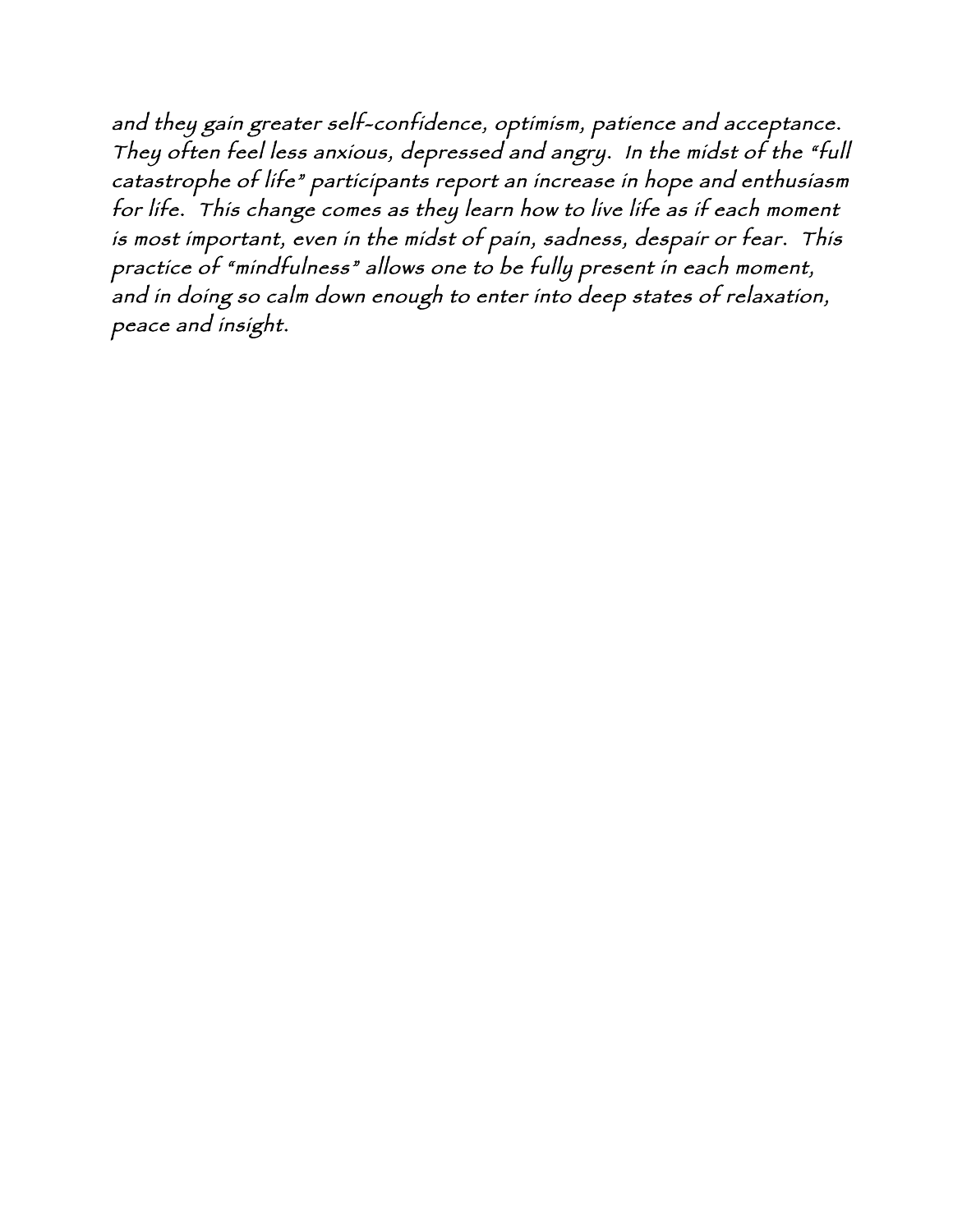and they gain greater self-confidence, optimism, patience and acceptance. They often feel less anxious, depressed and angry. In the midst of the "full catastrophe of life" participants report an increase in hope and enthusiasm for life. This change comes as they learn how to live life as if each moment is most important, even in the midst of pain, sadness, despair or fear. This practice of "mindfulness" allows one to be fully present in each moment, and in doing so calm down enough to enter into deep states of relaxation, peace and insight.